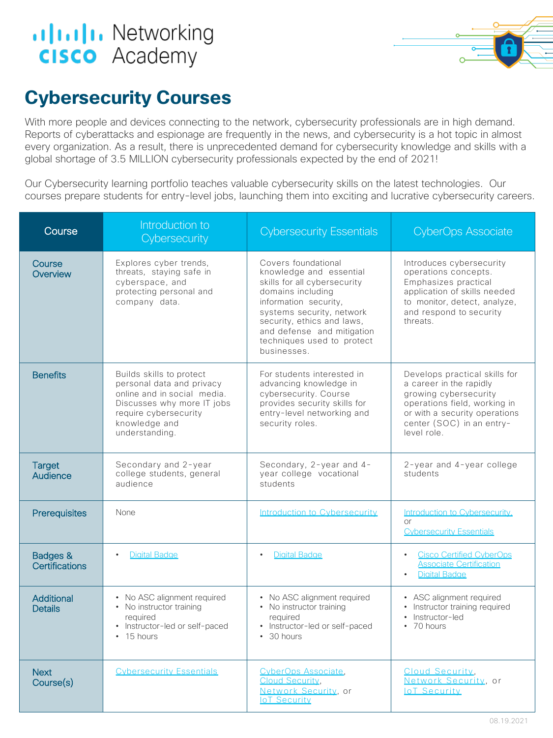# Cybersecurity Courses

With more people and devices connecting to the network, cybersecurity professionals are in high demand. Reports of cyberattacks and espionage are frequently in the news, and cybersecurity is a hot topic in almost every organization. As a result, there is unprecedented demand for cybersecurity knowledge and skills with a global shortage of 3.5 MILLION cybersecurity professionals expected by the end of 2021!

Our Cybersecurity learning portfolio teaches valuable cybersecurity skills on the latest technologies. Our courses prepare students for entry-level jobs, launching them into exciting and lucrative cybersecurity careers.

| Course | Introduction to Cybersecurity | Cybersecurity Essentials | CyberOps Associate |
|---|---|---|---|
| Course Overview | Explores cyber trends, threats, staying safe in cyberspace, and protecting personal and company data. | Covers foundational knowledge and essential skills for all cybersecurity domains including information security, systems security, network security, ethics and laws, and defense and mitigation techniques used to protect businesses. | Introduces cybersecurity operations concepts. Emphasizes practical application of skills needed to monitor, detect, analyze, and respond to security threats. |
| Benefits | Builds skills to protect personal data and privacy online and in social media. Discusses why more IT jobs require cybersecurity knowledge and understanding. | For students interested in advancing knowledge in cybersecurity. Course provides security skills for entry-level networking and security roles. | Develops practical skills for a career in the rapidly growing cybersecurity operations field, working in or with a security operations center (SOC) in an entry-level role. |
| Target Audience | Secondary and 2-year college students, general audience | Secondary, 2-year and 4-year college vocational students | 2-year and 4-year college students |
| Prerequisites | None | Introduction to Cybersecurity | Introduction to Cybersecurity, or Cybersecurity Essentials |
| Badges & Certifications | • Digital Badge | • Digital Badge | • Cisco Certified CyberOps Associate Certification<br>• Digital Badge |
| Additional Details | • No ASC alignment required<br>• No instructor training required<br>• Instructor-led or self-paced<br>• 15 hours | • No ASC alignment required<br>• No instructor training required<br>• Instructor-led or self-paced<br>• 30 hours | • ASC alignment required<br>• Instructor training required<br>• Instructor-led<br>• 70 hours |
| Next Course(s) | Cybersecurity Essentials | CyberOps Associate, Cloud Security, Network Security, or IoT Security | Cloud Security, Network Security, or IoT Security |

08.19.2021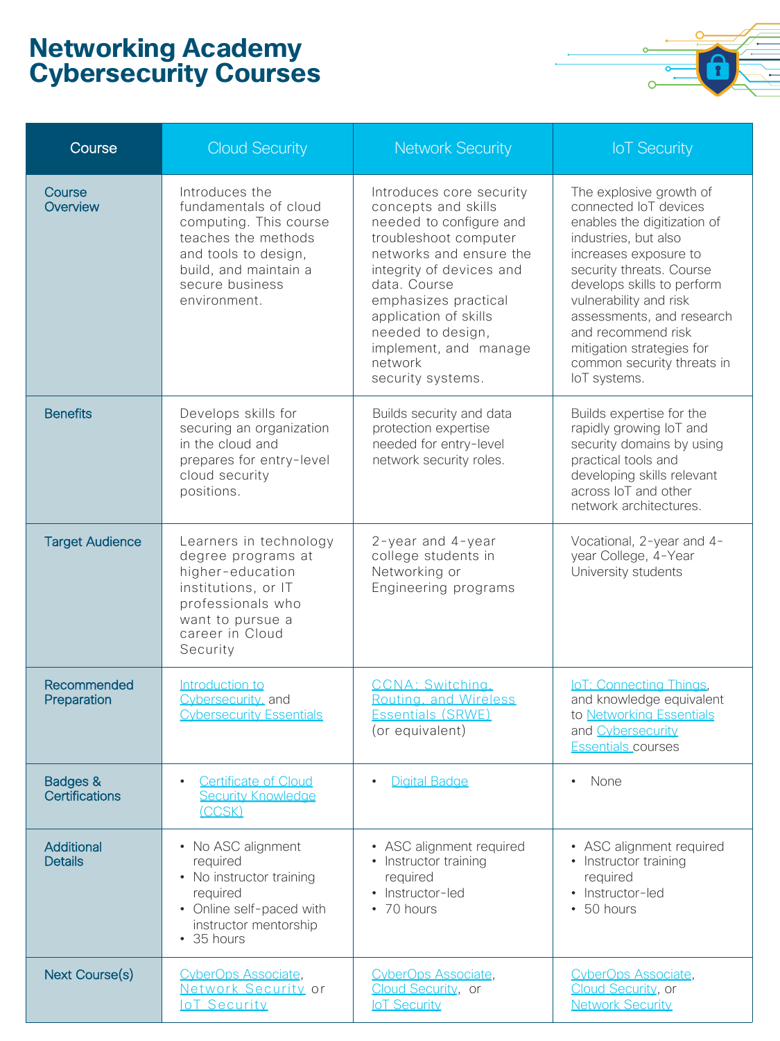# Networking Academy Cybersecurity Courses

| Course | Cloud Security | Network Security | IoT Security |
|---|---|---|---|
| Course Overview | Introduces the fundamentals of cloud computing. This course teaches the methods and tools to design, build, and maintain a secure business environment. | Introduces core security concepts and skills needed to configure and troubleshoot computer networks and ensure the integrity of devices and data. Course emphasizes practical application of skills needed to design, implement, and manage network security systems. | The explosive growth of connected IoT devices enables the digitization of industries, but also increases exposure to security threats. Course develops skills to perform vulnerability and risk assessments, and research and recommend risk mitigation strategies for common security threats in IoT systems. |
| Benefits | Develops skills for securing an organization in the cloud and prepares for entry-level cloud security positions. | Builds security and data protection expertise needed for entry-level network security roles. | Builds expertise for the rapidly growing IoT and security domains by using practical tools and developing skills relevant across IoT and other network architectures. |
| Target Audience | Learners in technology degree programs at higher-education institutions, or IT professionals who want to pursue a career in Cloud Security | 2-year and 4-year college students in Networking or Engineering programs | Vocational, 2-year and 4-year College, 4-Year University students |
| Recommended Preparation | Introduction to Cybersecurity, and Cybersecurity Essentials | CCNA: Switching, Routing, and Wireless Essentials (SRWE) (or equivalent) | IoT: Connecting Things, and knowledge equivalent to Networking Essentials and Cybersecurity Essentials courses |
| Badges & Certifications | • Certificate of Cloud Security Knowledge (CCSK) | • Digital Badge | • None |
| Additional Details | • No ASC alignment required<br>• No instructor training required<br>• Online self-paced with instructor mentorship<br>• 35 hours | • ASC alignment required<br>• Instructor training required<br>• Instructor-led<br>• 70 hours | • ASC alignment required<br>• Instructor training required<br>• Instructor-led<br>• 50 hours |
| Next Course(s) | CyberOps Associate, Network Security or IoT Security | CyberOps Associate, Cloud Security, or IoT Security | CyberOps Associate, Cloud Security, or Network Security |